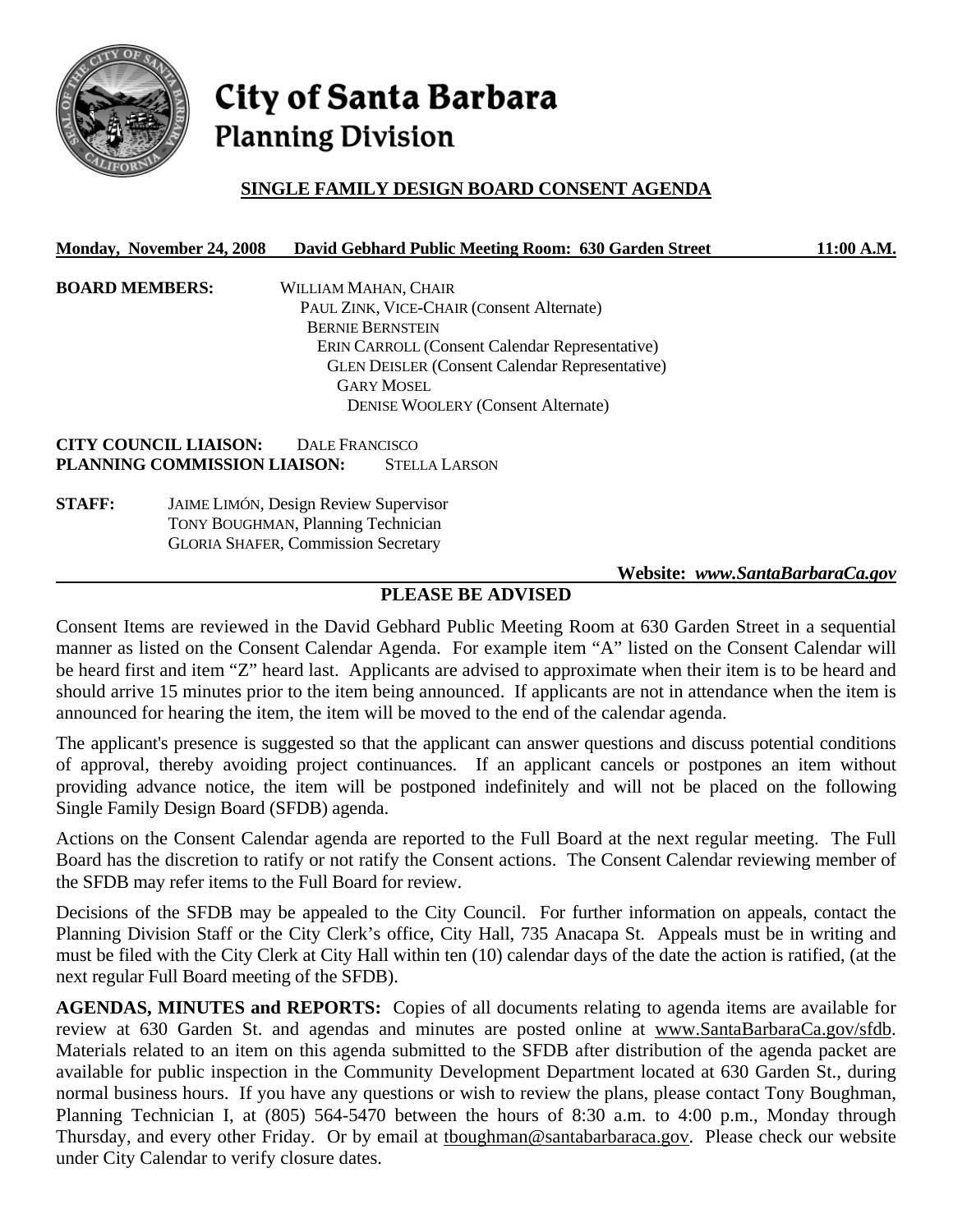# City of Santa Barbara
## Planning Division

### SINGLE FAMILY DESIGN BOARD CONSENT AGENDA

**Monday, November 24, 2008 David Gebhard Public Meeting Room: 630 Garden Street 11:00 A.M.**

**BOARD MEMBERS:**
WILLIAM MAHAN, CHAIR
PAUL ZINK, VICE-CHAIR (Consent Alternate)
BERNIE BERNSTEIN
ERIN CARROLL (Consent Calendar Representative)
GLEN DEISLER (Consent Calendar Representative)
GARY MOSEL
DENISE WOOLERY (Consent Alternate)

**CITY COUNCIL LIAISON:** DALE FRANCISCO
**PLANNING COMMISSION LIAISON:** STELLA LARSON

**STAFF:**
JAIME LIMÓN, Design Review Supervisor
TONY BOUGHMAN, Planning Technician
GLORIA SHAFER, Commission Secretary

**Website:** ***www.SantaBarbaraCa.gov***

**PLEASE BE ADVISED**

Consent Items are reviewed in the David Gebhard Public Meeting Room at 630 Garden Street in a sequential manner as listed on the Consent Calendar Agenda. For example item "A" listed on the Consent Calendar will be heard first and item "Z" heard last. Applicants are advised to approximate when their item is to be heard and should arrive 15 minutes prior to the item being announced. If applicants are not in attendance when the item is announced for hearing the item, the item will be moved to the end of the calendar agenda.

The applicant's presence is suggested so that the applicant can answer questions and discuss potential conditions of approval, thereby avoiding project continuances. If an applicant cancels or postpones an item without providing advance notice, the item will be postponed indefinitely and will not be placed on the following Single Family Design Board (SFDB) agenda.

Actions on the Consent Calendar agenda are reported to the Full Board at the next regular meeting. The Full Board has the discretion to ratify or not ratify the Consent actions. The Consent Calendar reviewing member of the SFDB may refer items to the Full Board for review.

Decisions of the SFDB may be appealed to the City Council. For further information on appeals, contact the Planning Division Staff or the City Clerk's office, City Hall, 735 Anacapa St. Appeals must be in writing and must be filed with the City Clerk at City Hall within ten (10) calendar days of the date the action is ratified, (at the next regular Full Board meeting of the SFDB).

**AGENDAS, MINUTES and REPORTS:** Copies of all documents relating to agenda items are available for review at 630 Garden St. and agendas and minutes are posted online at www.SantaBarbaraCa.gov/sfdb. Materials related to an item on this agenda submitted to the SFDB after distribution of the agenda packet are available for public inspection in the Community Development Department located at 630 Garden St., during normal business hours. If you have any questions or wish to review the plans, please contact Tony Boughman, Planning Technician I, at (805) 564-5470 between the hours of 8:30 a.m. to 4:00 p.m., Monday through Thursday, and every other Friday. Or by email at tboughman@santabarbaraca.gov. Please check our website under City Calendar to verify closure dates.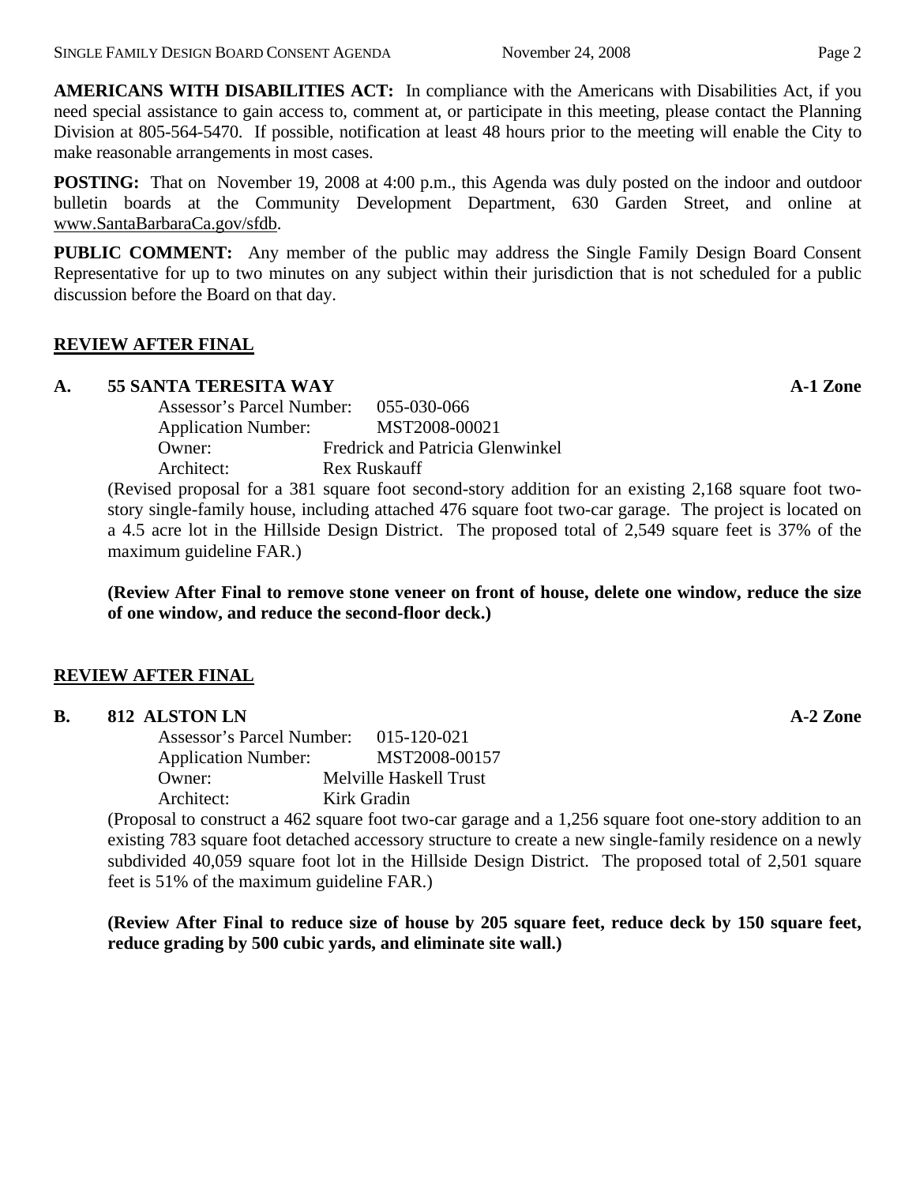**AMERICANS WITH DISABILITIES ACT:** In compliance with the Americans with Disabilities Act, if you need special assistance to gain access to, comment at, or participate in this meeting, please contact the Planning Division at 805-564-5470. If possible, notification at least 48 hours prior to the meeting will enable the City to make reasonable arrangements in most cases.

**POSTING:** That on November 19, 2008 at 4:00 p.m., this Agenda was duly posted on the indoor and outdoor bulletin boards at the Community Development Department, 630 Garden Street, and online at www.SantaBarbaraCa.gov/sfdb.

**PUBLIC COMMENT:** Any member of the public may address the Single Family Design Board Consent Representative for up to two minutes on any subject within their jurisdiction that is not scheduled for a public discussion before the Board on that day.

## REVIEW AFTER FINAL

### A. 55 SANTA TERESITA WAY — A-1 Zone

Assessor's Parcel Number: 055-030-066
Application Number: MST2008-00021
Owner: Fredrick and Patricia Glenwinkel
Architect: Rex Ruskauff

(Revised proposal for a 381 square foot second-story addition for an existing 2,168 square foot two-story single-family house, including attached 476 square foot two-car garage. The project is located on a 4.5 acre lot in the Hillside Design District. The proposed total of 2,549 square feet is 37% of the maximum guideline FAR.)

**(Review After Final to remove stone veneer on front of house, delete one window, reduce the size of one window, and reduce the second-floor deck.)**

## REVIEW AFTER FINAL

### B. 812 ALSTON LN — A-2 Zone

Assessor's Parcel Number: 015-120-021
Application Number: MST2008-00157
Owner: Melville Haskell Trust
Architect: Kirk Gradin

(Proposal to construct a 462 square foot two-car garage and a 1,256 square foot one-story addition to an existing 783 square foot detached accessory structure to create a new single-family residence on a newly subdivided 40,059 square foot lot in the Hillside Design District. The proposed total of 2,501 square feet is 51% of the maximum guideline FAR.)

**(Review After Final to reduce size of house by 205 square feet, reduce deck by 150 square feet, reduce grading by 500 cubic yards, and eliminate site wall.)**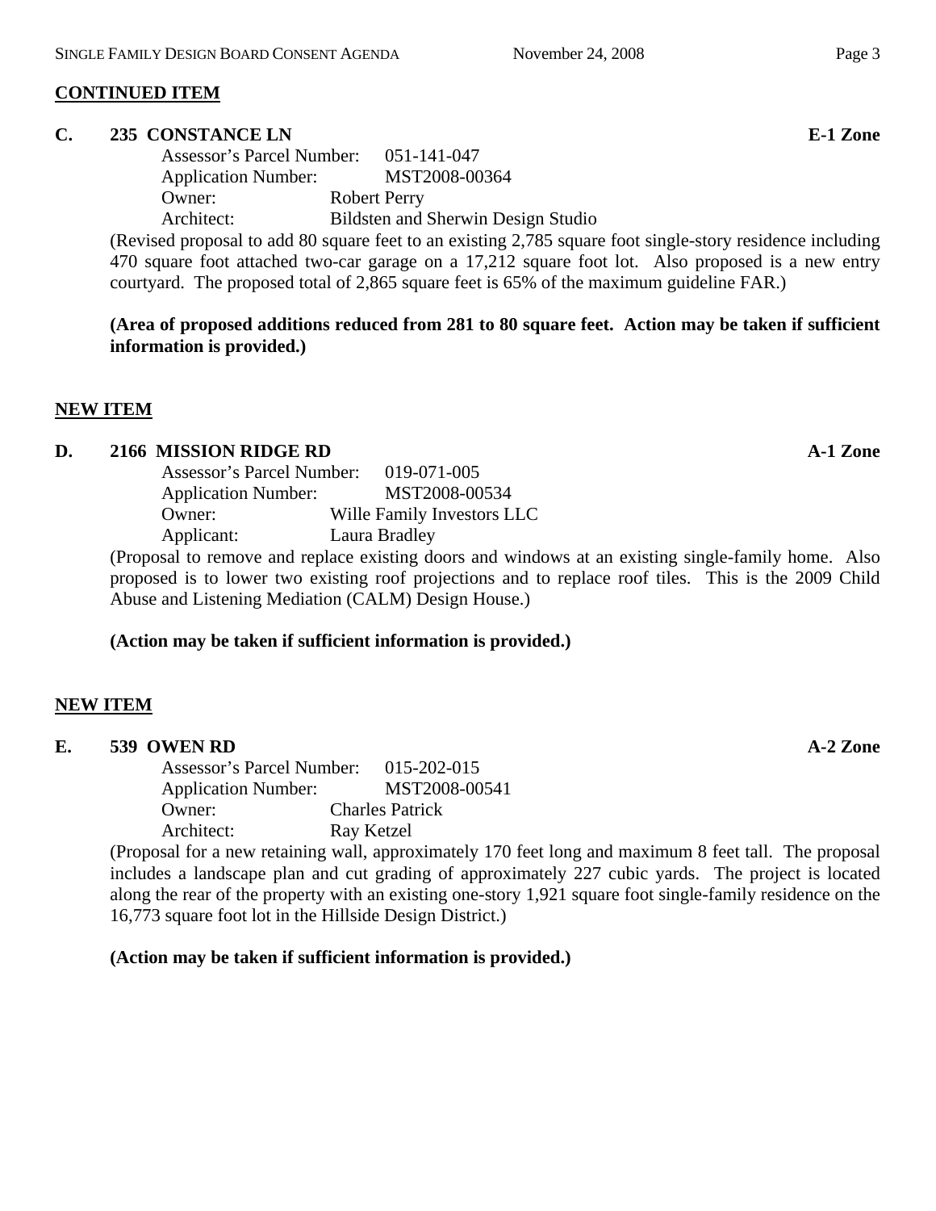**CONTINUED ITEM**

**C. 235 CONSTANCE LN** **E-1 Zone**

Assessor's Parcel Number: 051-141-047
Application Number: MST2008-00364
Owner: Robert Perry
Architect: Bildsten and Sherwin Design Studio

(Revised proposal to add 80 square feet to an existing 2,785 square foot single-story residence including 470 square foot attached two-car garage on a 17,212 square foot lot. Also proposed is a new entry courtyard. The proposed total of 2,865 square feet is 65% of the maximum guideline FAR.)

**(Area of proposed additions reduced from 281 to 80 square feet. Action may be taken if sufficient information is provided.)**

**NEW ITEM**

**D. 2166 MISSION RIDGE RD** **A-1 Zone**

Assessor's Parcel Number: 019-071-005
Application Number: MST2008-00534
Owner: Wille Family Investors LLC
Applicant: Laura Bradley

(Proposal to remove and replace existing doors and windows at an existing single-family home. Also proposed is to lower two existing roof projections and to replace roof tiles. This is the 2009 Child Abuse and Listening Mediation (CALM) Design House.)

**(Action may be taken if sufficient information is provided.)**

**NEW ITEM**

**E. 539 OWEN RD** **A-2 Zone**

Assessor's Parcel Number: 015-202-015
Application Number: MST2008-00541
Owner: Charles Patrick
Architect: Ray Ketzel

(Proposal for a new retaining wall, approximately 170 feet long and maximum 8 feet tall. The proposal includes a landscape plan and cut grading of approximately 227 cubic yards. The project is located along the rear of the property with an existing one-story 1,921 square foot single-family residence on the 16,773 square foot lot in the Hillside Design District.)

**(Action may be taken if sufficient information is provided.)**